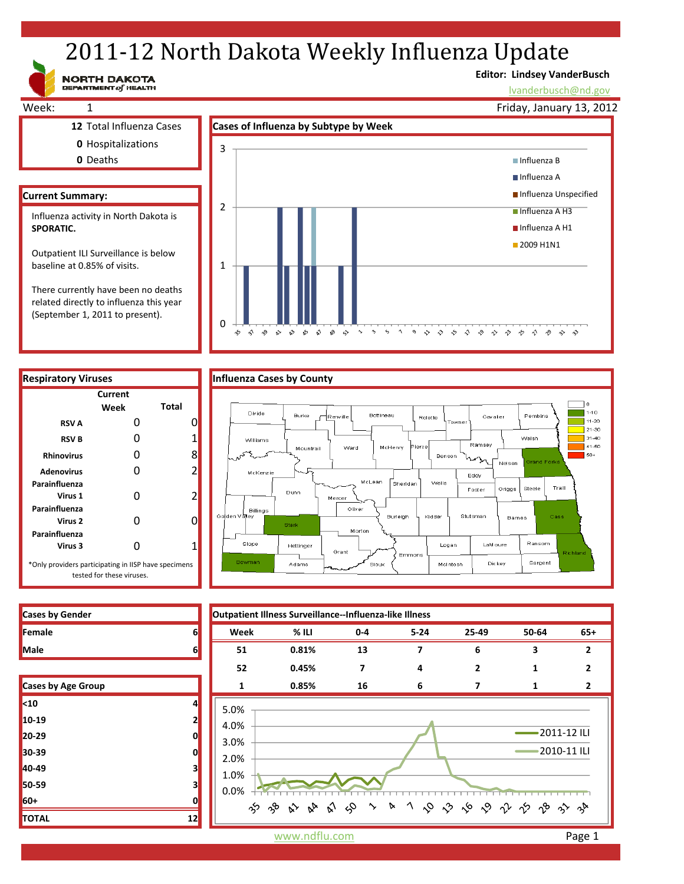# 2011-12 North Dakota Weekly Influenza Update

NORTH DAKOTA DEPARTMENT of HEALTH

**Editor: Lindsey VanderBusch**

lvanderbusch@nd.gov

Week: 1

Friday, January 13, 2012

**12** Total Influenza Cases

**0** Hospitalizations

**0** Deaths

## Current Summary:

Influenza activity in North Dakota is **SPORATIC.**

Outpatient ILI Surveillance is below baseline at 0.85% of visits.

There currently have been no deaths related directly to influenza this year (September 1, 2011 to present).

## Cases of Influenza by Subtype by Week

## Respiratory Viruses

| | Current Week | Total |
|---|---|---|
| **RSV A** | 0 | 0 |
| **RSV B** | 0 | 1 |
| **Rhinovirus** | 0 | 8 |
| **Adenovirus** | 0 | 2 |
| **Parainfluenza Virus 1** | 0 | 2 |
| **Parainfluenza Virus 2** | 0 | 0 |
| **Parainfluenza Virus 3** | 0 | 1 |

*Only providers participating in IISP have specimens tested for these viruses.

## Influenza Cases by County

## Cases by Gender

| | |
|---|---|
| **Female** | 6 |
| **Male** | 6 |

## Cases by Age Group

| | |
|---|---|
| <10 | 4 |
| 10-19 | 2 |
| 20-29 | 0 |
| 30-39 | 0 |
| 40-49 | 3 |
| 50-59 | 3 |
| 60+ | 0 |
| **TOTAL** | **12** |

## Outpatient Illness Surveillance--Influenza-like Illness

| Week | % ILI | 0-4 | 5-24 | 25-49 | 50-64 | 65+ |
|---|---|---|---|---|---|---|
| 51 | 0.81% | 13 | 7 | 6 | 3 | 2 |
| 52 | 0.45% | 7 | 4 | 2 | 1 | 2 |
| 1 | 0.85% | 16 | 6 | 7 | 1 | 2 |

www.ndflu.com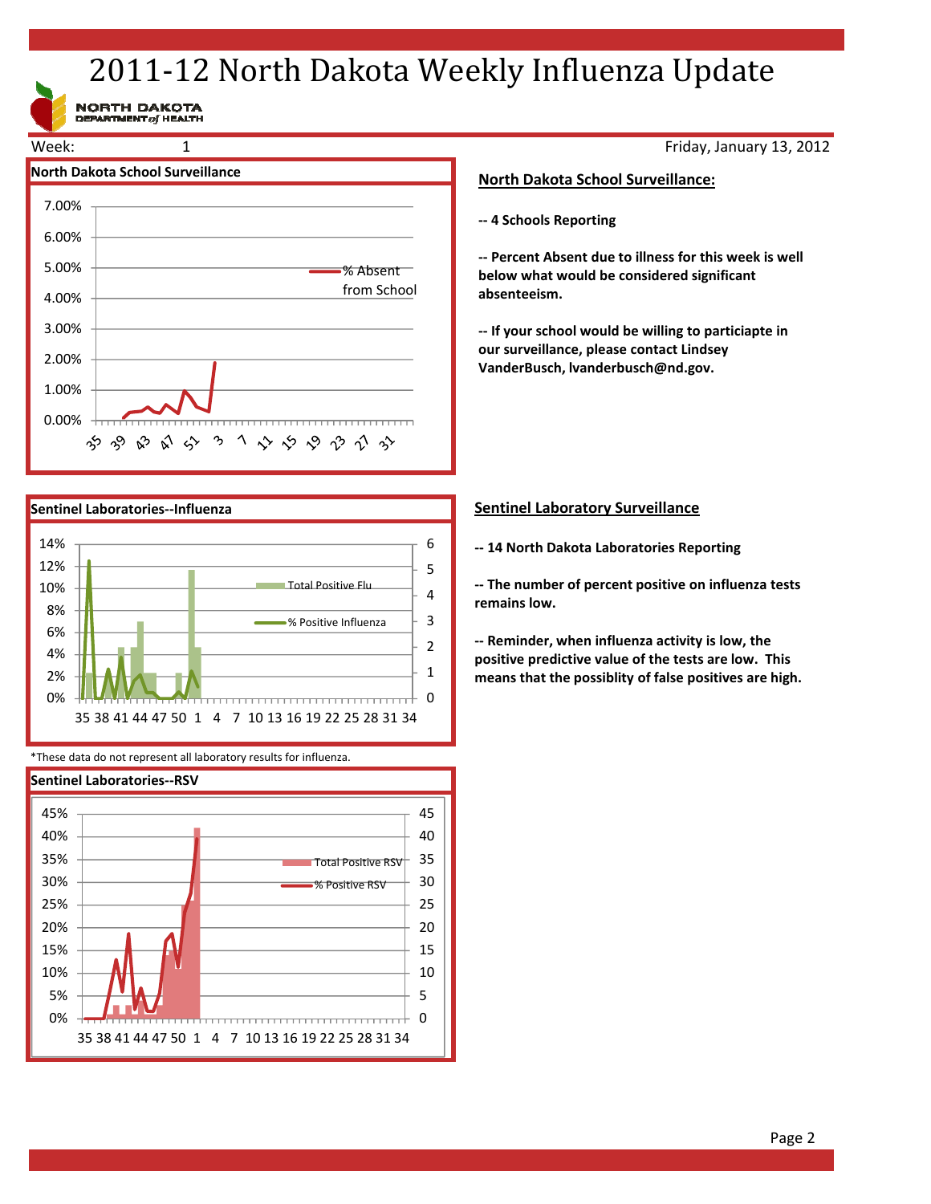# 2011-12 North Dakota Weekly Influenza Update

Week: 1

Friday, January 13, 2012

**North Dakota School Surveillance**

**Sentinel Laboratories--Influenza**

*These data do not represent all laboratory results for influenza.

**Sentinel Laboratories--RSV**

## North Dakota School Surveillance:

**-- 4 Schools Reporting**

**-- Percent Absent due to illness for this week is well below what would be considered significant absenteeism.**

**-- If your school would be willing to particiapte in our surveillance, please contact Lindsey VanderBusch, lvanderbusch@nd.gov.**

## Sentinel Laboratory Surveillance

**-- 14 North Dakota Laboratories Reporting**

**-- The number of percent positive on influenza tests remains low.**

**-- Reminder, when influenza activity is low, the positive predictive value of the tests are low. This means that the possiblity of false positives are high.**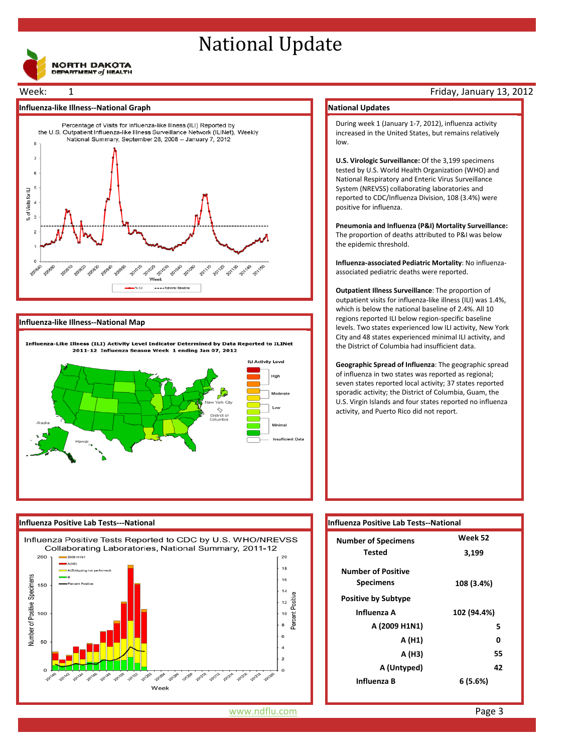# National Update

NORTH DAKOTA DEPARTMENT of HEALTH

Week: 1

Friday, January 13, 2012

## Influenza-like Illness--National Graph

Percentage of Visits for Influenza-like Illness (ILI) Reported by the U.S. Outpatient Influenza-like Illness Surveillance Network (ILINet), Weekly National Summary, September 28, 2008 – January 7, 2012

% of Visits for ILI

Week

% ILI

National Baseline

## Influenza-like Illness--National Map

Influenza-Like Illness (ILI) Activity Level Indicator Determined by Data Reported to ILINet
2011-12 Influenza Season Week 1 ending Jan 07, 2012

ILI Activity Level

High

Moderate

Low

Minimal

Insufficient Data

New York City

District of Columbia

Alaska

Hawaii

## National Updates

During week 1 (January 1-7, 2012), influenza activity increased in the United States, but remains relatively low.

**U.S. Virologic Surveillance:** Of the 3,199 specimens tested by U.S. World Health Organization (WHO) and National Respiratory and Enteric Virus Surveillance System (NREVSS) collaborating laboratories and reported to CDC/Influenza Division, 108 (3.4%) were positive for influenza.

**Pneumonia and Influenza (P&I) Mortality Surveillance:** The proportion of deaths attributed to P&I was below the epidemic threshold.

**Influenza-associated Pediatric Mortality**: No influenza-associated pediatric deaths were reported.

**Outpatient Illness Surveillance**: The proportion of outpatient visits for influenza-like illness (ILI) was 1.4%, which is below the national baseline of 2.4%. All 10 regions reported ILI below region-specific baseline levels. Two states experienced low ILI activity, New York City and 48 states experienced minimal ILI activity, and the District of Columbia had insufficient data.

**Geographic Spread of Influenza**: The geographic spread of influenza in two states was reported as regional; seven states reported local activity; 37 states reported sporadic activity; the District of Columbia, Guam, the U.S. Virgin Islands and four states reported no influenza activity, and Puerto Rico did not report.

## Influenza Positive Lab Tests---National

Influenza Positive Tests Reported to CDC by U.S. WHO/NREVSS Collaborating Laboratories, National Summary, 2011-12

2009 H1N1

A(H3)

A(Subtyping not performed)

B

Percent Positive

Number of Positive Specimens

Percent Positive

Week

## Influenza Positive Lab Tests--National

| | Week 52 |
|---|---|
| **Number of Specimens Tested** | **3,199** |
| **Number of Positive Specimens** | **108 (3.4%)** |
| **Positive by Subtype** | |
| **Influenza A** | **102 (94.4%)** |
| **A (2009 H1N1)** | **5** |
| **A (H1)** | **0** |
| **A (H3)** | **55** |
| **A (Untyped)** | **42** |
| **Influenza B** | **6 (5.6%)** |

www.ndflu.com